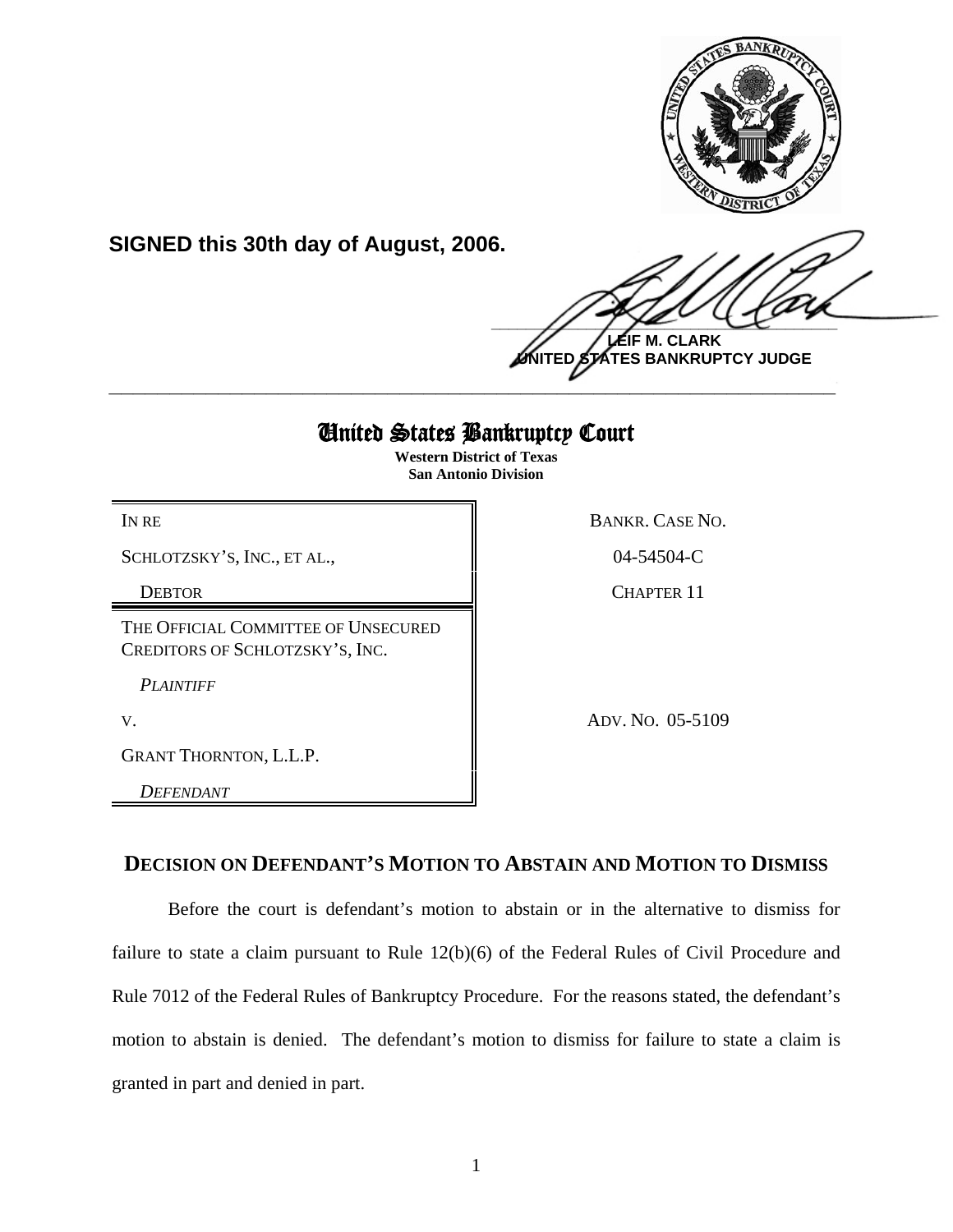**SIGNED this 30th day of August, 2006.**

**LEIF M. CLARK**
**UNITED STATES BANKRUPTCY JUDGE**

---

# United States Bankruptcy Court

**Western District of Texas**
**San Antonio Division**

| | |
|---|---|
| IN RE | BANKR. CASE NO. |
| SCHLOTZSKY'S, INC., ET AL., | 04-54504-C |
| DEBTOR | CHAPTER 11 |
| THE OFFICIAL COMMITTEE OF UNSECURED CREDITORS OF SCHLOTZSKY'S, INC. | |
| *PLAINTIFF* | |
| V. | ADV. NO. 05-5109 |
| GRANT THORNTON, L.L.P. | |
| *DEFENDANT* | |

## DECISION ON DEFENDANT'S MOTION TO ABSTAIN AND MOTION TO DISMISS

Before the court is defendant's motion to abstain or in the alternative to dismiss for failure to state a claim pursuant to Rule 12(b)(6) of the Federal Rules of Civil Procedure and Rule 7012 of the Federal Rules of Bankruptcy Procedure. For the reasons stated, the defendant's motion to abstain is denied. The defendant's motion to dismiss for failure to state a claim is granted in part and denied in part.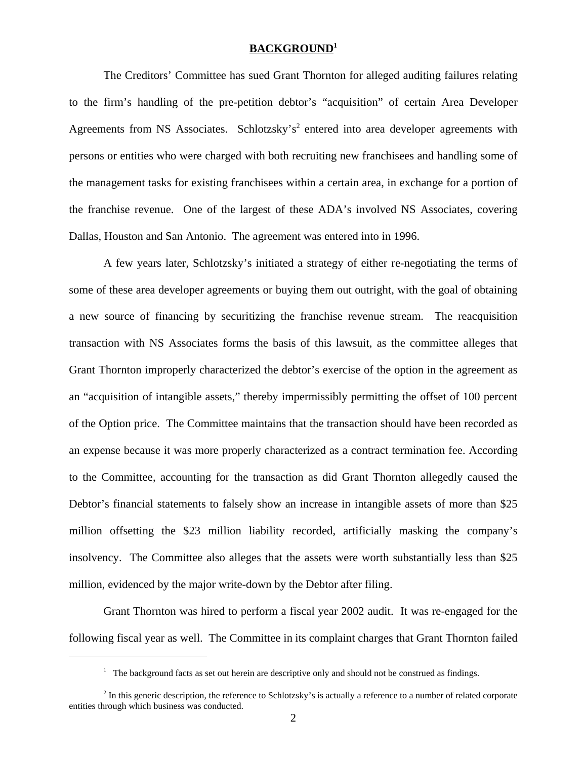## BACKGROUND[1]

The Creditors' Committee has sued Grant Thornton for alleged auditing failures relating to the firm's handling of the pre-petition debtor's "acquisition" of certain Area Developer Agreements from NS Associates. Schlotzsky's[2] entered into area developer agreements with persons or entities who were charged with both recruiting new franchisees and handling some of the management tasks for existing franchisees within a certain area, in exchange for a portion of the franchise revenue. One of the largest of these ADA's involved NS Associates, covering Dallas, Houston and San Antonio. The agreement was entered into in 1996.

A few years later, Schlotzsky's initiated a strategy of either re-negotiating the terms of some of these area developer agreements or buying them out outright, with the goal of obtaining a new source of financing by securitizing the franchise revenue stream. The reacquisition transaction with NS Associates forms the basis of this lawsuit, as the committee alleges that Grant Thornton improperly characterized the debtor's exercise of the option in the agreement as an "acquisition of intangible assets," thereby impermissibly permitting the offset of 100 percent of the Option price. The Committee maintains that the transaction should have been recorded as an expense because it was more properly characterized as a contract termination fee. According to the Committee, accounting for the transaction as did Grant Thornton allegedly caused the Debtor's financial statements to falsely show an increase in intangible assets of more than $25 million offsetting the $23 million liability recorded, artificially masking the company's insolvency. The Committee also alleges that the assets were worth substantially less than $25 million, evidenced by the major write-down by the Debtor after filing.

Grant Thornton was hired to perform a fiscal year 2002 audit. It was re-engaged for the following fiscal year as well. The Committee in its complaint charges that Grant Thornton failed

---

[1] The background facts as set out herein are descriptive only and should not be construed as findings.

[2] In this generic description, the reference to Schlotzsky's is actually a reference to a number of related corporate entities through which business was conducted.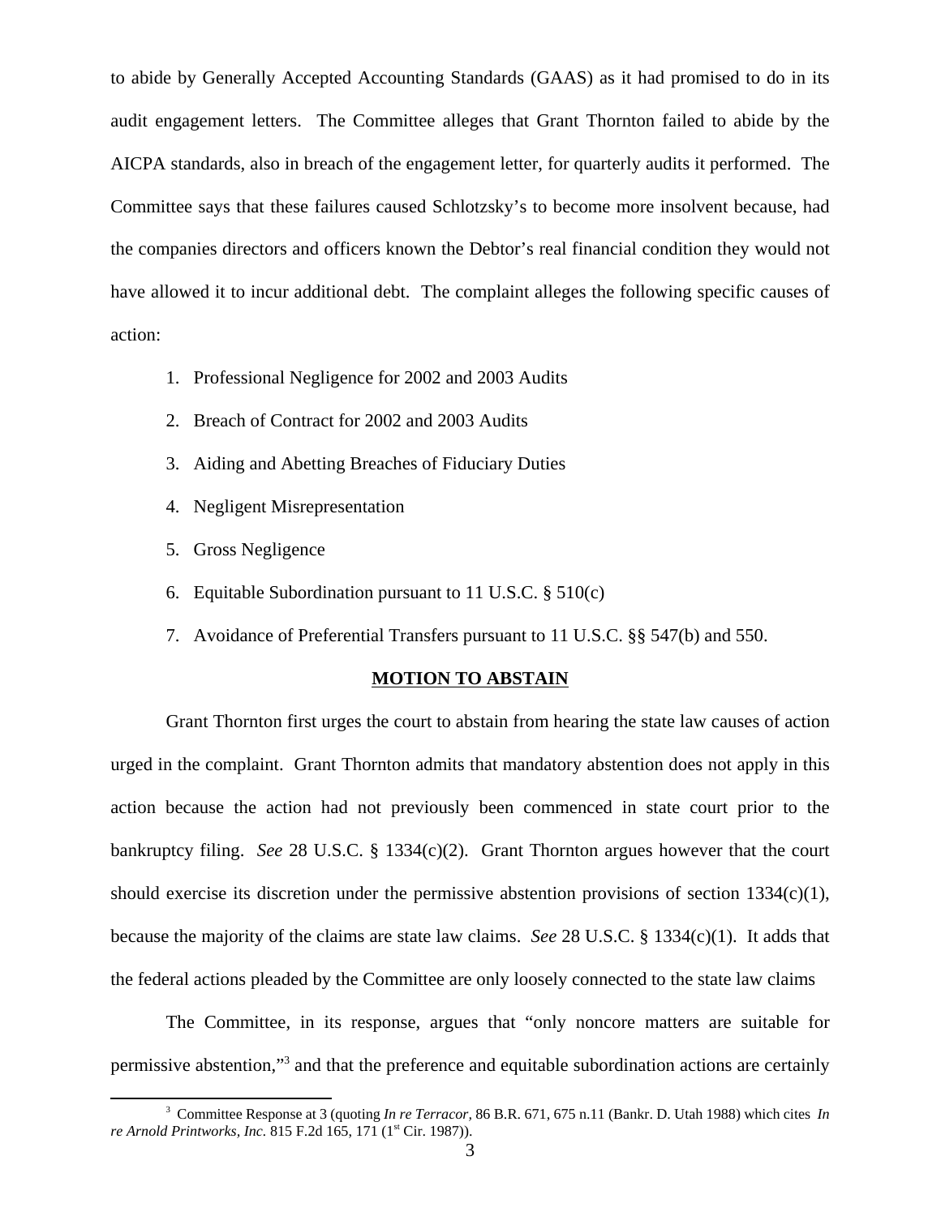to abide by Generally Accepted Accounting Standards (GAAS) as it had promised to do in its audit engagement letters. The Committee alleges that Grant Thornton failed to abide by the AICPA standards, also in breach of the engagement letter, for quarterly audits it performed. The Committee says that these failures caused Schlotzsky's to become more insolvent because, had the companies directors and officers known the Debtor's real financial condition they would not have allowed it to incur additional debt. The complaint alleges the following specific causes of action:

1. Professional Negligence for 2002 and 2003 Audits
2. Breach of Contract for 2002 and 2003 Audits
3. Aiding and Abetting Breaches of Fiduciary Duties
4. Negligent Misrepresentation
5. Gross Negligence
6. Equitable Subordination pursuant to 11 U.S.C. § 510(c)
7. Avoidance of Preferential Transfers pursuant to 11 U.S.C. §§ 547(b) and 550.

**MOTION TO ABSTAIN**

Grant Thornton first urges the court to abstain from hearing the state law causes of action urged in the complaint. Grant Thornton admits that mandatory abstention does not apply in this action because the action had not previously been commenced in state court prior to the bankruptcy filing. *See* 28 U.S.C. § 1334(c)(2). Grant Thornton argues however that the court should exercise its discretion under the permissive abstention provisions of section 1334(c)(1), because the majority of the claims are state law claims. *See* 28 U.S.C. § 1334(c)(1). It adds that the federal actions pleaded by the Committee are only loosely connected to the state law claims

The Committee, in its response, argues that "only noncore matters are suitable for permissive abstention,"[3] and that the preference and equitable subordination actions are certainly

[3] Committee Response at 3 (quoting *In re Terracor,* 86 B.R. 671, 675 n.11 (Bankr. D. Utah 1988) which cites *In re Arnold Printworks, Inc.* 815 F.2d 165, 171 (1st Cir. 1987)).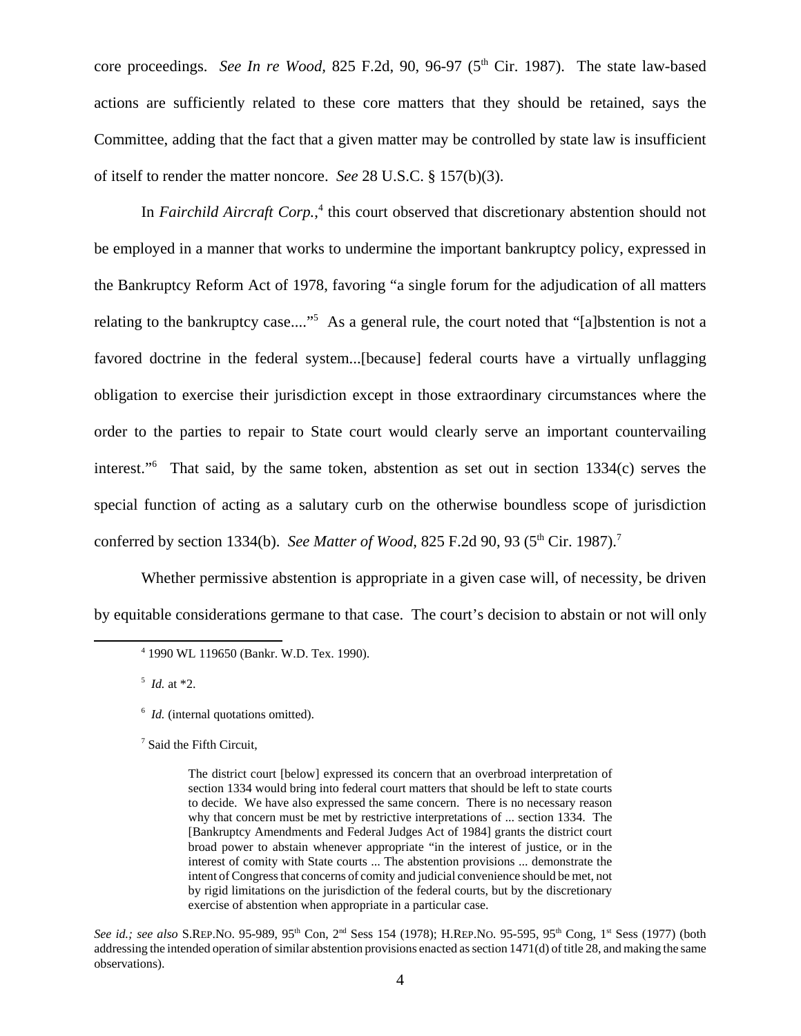core proceedings. *See In re Wood,* 825 F.2d, 90, 96-97 (5th Cir. 1987). The state law-based actions are sufficiently related to these core matters that they should be retained, says the Committee, adding that the fact that a given matter may be controlled by state law is insufficient of itself to render the matter noncore. *See* 28 U.S.C. § 157(b)(3).

In *Fairchild Aircraft Corp.*,[4] this court observed that discretionary abstention should not be employed in a manner that works to undermine the important bankruptcy policy, expressed in the Bankruptcy Reform Act of 1978, favoring "a single forum for the adjudication of all matters relating to the bankruptcy case...."[5] As a general rule, the court noted that "[a]bstention is not a favored doctrine in the federal system...[because] federal courts have a virtually unflagging obligation to exercise their jurisdiction except in those extraordinary circumstances where the order to the parties to repair to State court would clearly serve an important countervailing interest."[6] That said, by the same token, abstention as set out in section 1334(c) serves the special function of acting as a salutary curb on the otherwise boundless scope of jurisdiction conferred by section 1334(b). *See Matter of Wood*, 825 F.2d 90, 93 (5th Cir. 1987).[7]

Whether permissive abstention is appropriate in a given case will, of necessity, be driven by equitable considerations germane to that case. The court's decision to abstain or not will only

---

[4] 1990 WL 119650 (Bankr. W.D. Tex. 1990).

[5] *Id.* at *2.

[6] *Id.* (internal quotations omitted).

[7] Said the Fifth Circuit,

> The district court [below] expressed its concern that an overbroad interpretation of section 1334 would bring into federal court matters that should be left to state courts to decide. We have also expressed the same concern. There is no necessary reason why that concern must be met by restrictive interpretations of ... section 1334. The [Bankruptcy Amendments and Federal Judges Act of 1984] grants the district court broad power to abstain whenever appropriate "in the interest of justice, or in the interest of comity with State courts ... The abstention provisions ... demonstrate the intent of Congress that concerns of comity and judicial convenience should be met, not by rigid limitations on the jurisdiction of the federal courts, but by the discretionary exercise of abstention when appropriate in a particular case.

*See id.; see also* S.REP.NO. 95-989, 95th Con, 2nd Sess 154 (1978); H.REP.NO. 95-595, 95th Cong, 1st Sess (1977) (both addressing the intended operation of similar abstention provisions enacted as section 1471(d) of title 28, and making the same observations).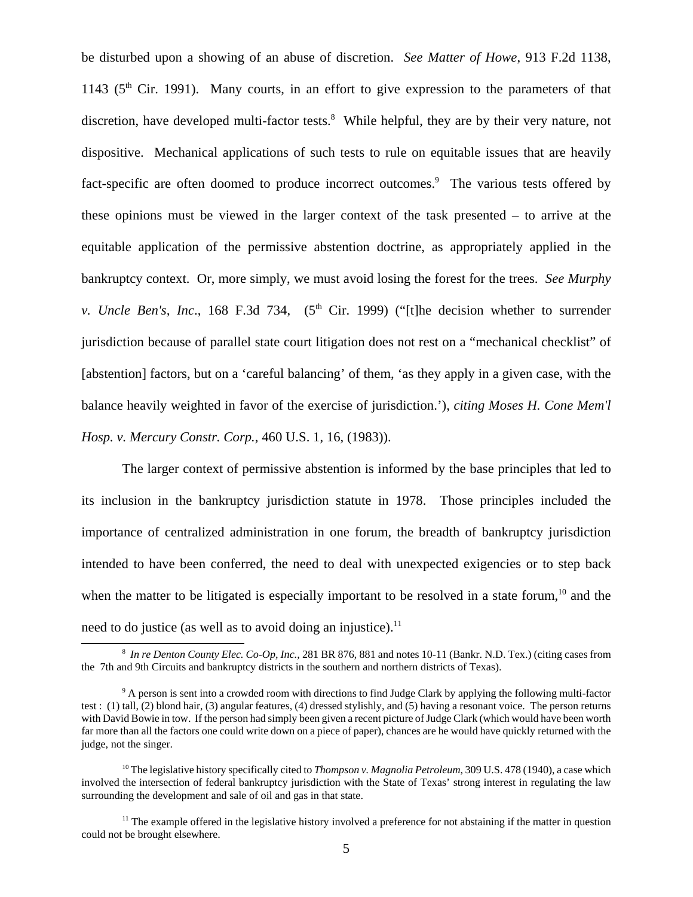be disturbed upon a showing of an abuse of discretion. *See Matter of Howe*, 913 F.2d 1138, 1143 (5th Cir. 1991). Many courts, in an effort to give expression to the parameters of that discretion, have developed multi-factor tests.[8] While helpful, they are by their very nature, not dispositive. Mechanical applications of such tests to rule on equitable issues that are heavily fact-specific are often doomed to produce incorrect outcomes.[9] The various tests offered by these opinions must be viewed in the larger context of the task presented – to arrive at the equitable application of the permissive abstention doctrine, as appropriately applied in the bankruptcy context. Or, more simply, we must avoid losing the forest for the trees. *See Murphy v. Uncle Ben's, Inc*., 168 F.3d 734, (5th Cir. 1999) ("[t]he decision whether to surrender jurisdiction because of parallel state court litigation does not rest on a "mechanical checklist" of [abstention] factors, but on a 'careful balancing' of them, 'as they apply in a given case, with the balance heavily weighted in favor of the exercise of jurisdiction.'), *citing Moses H. Cone Mem'l Hosp. v. Mercury Constr. Corp.*, 460 U.S. 1, 16, (1983)).

The larger context of permissive abstention is informed by the base principles that led to its inclusion in the bankruptcy jurisdiction statute in 1978. Those principles included the importance of centralized administration in one forum, the breadth of bankruptcy jurisdiction intended to have been conferred, the need to deal with unexpected exigencies or to step back when the matter to be litigated is especially important to be resolved in a state forum,[10] and the need to do justice (as well as to avoid doing an injustice).[11]

---

[8] *In re Denton County Elec. Co-Op, Inc.,* 281 BR 876, 881 and notes 10-11 (Bankr. N.D. Tex.) (citing cases from the 7th and 9th Circuits and bankruptcy districts in the southern and northern districts of Texas).

[9] A person is sent into a crowded room with directions to find Judge Clark by applying the following multi-factor test : (1) tall, (2) blond hair, (3) angular features, (4) dressed stylishly, and (5) having a resonant voice. The person returns with David Bowie in tow. If the person had simply been given a recent picture of Judge Clark (which would have been worth far more than all the factors one could write down on a piece of paper), chances are he would have quickly returned with the judge, not the singer.

[10] The legislative history specifically cited to *Thompson v. Magnolia Petroleum*, 309 U.S. 478 (1940), a case which involved the intersection of federal bankruptcy jurisdiction with the State of Texas' strong interest in regulating the law surrounding the development and sale of oil and gas in that state.

[11] The example offered in the legislative history involved a preference for not abstaining if the matter in question could not be brought elsewhere.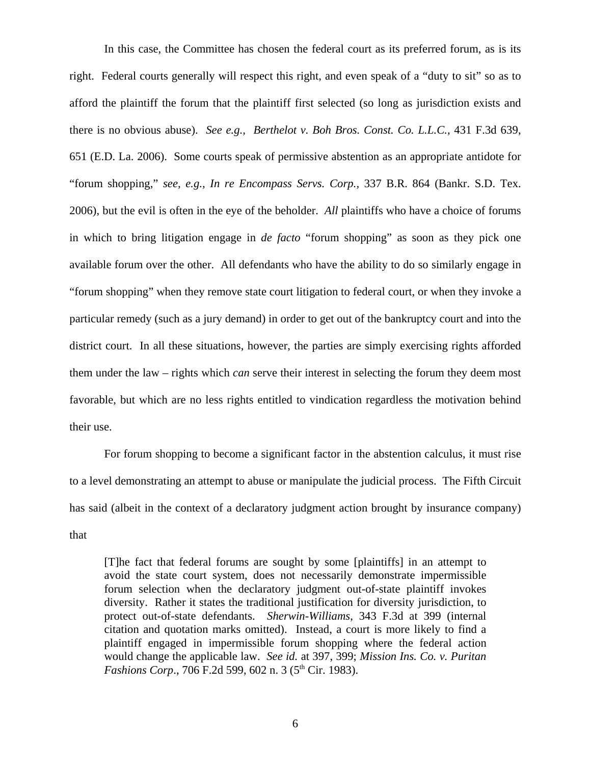In this case, the Committee has chosen the federal court as its preferred forum, as is its right. Federal courts generally will respect this right, and even speak of a "duty to sit" so as to afford the plaintiff the forum that the plaintiff first selected (so long as jurisdiction exists and there is no obvious abuse). *See e.g., Berthelot v. Boh Bros. Const. Co. L.L.C.*, 431 F.3d 639, 651 (E.D. La. 2006). Some courts speak of permissive abstention as an appropriate antidote for "forum shopping," *see, e.g., In re Encompass Servs. Corp.*, 337 B.R. 864 (Bankr. S.D. Tex. 2006), but the evil is often in the eye of the beholder. *All* plaintiffs who have a choice of forums in which to bring litigation engage in *de facto* "forum shopping" as soon as they pick one available forum over the other. All defendants who have the ability to do so similarly engage in "forum shopping" when they remove state court litigation to federal court, or when they invoke a particular remedy (such as a jury demand) in order to get out of the bankruptcy court and into the district court. In all these situations, however, the parties are simply exercising rights afforded them under the law – rights which *can* serve their interest in selecting the forum they deem most favorable, but which are no less rights entitled to vindication regardless the motivation behind their use.

For forum shopping to become a significant factor in the abstention calculus, it must rise to a level demonstrating an attempt to abuse or manipulate the judicial process. The Fifth Circuit has said (albeit in the context of a declaratory judgment action brought by insurance company) that

> [T]he fact that federal forums are sought by some [plaintiffs] in an attempt to avoid the state court system, does not necessarily demonstrate impermissible forum selection when the declaratory judgment out-of-state plaintiff invokes diversity. Rather it states the traditional justification for diversity jurisdiction, to protect out-of-state defendants. *Sherwin-Williams*, 343 F.3d at 399 (internal citation and quotation marks omitted). Instead, a court is more likely to find a plaintiff engaged in impermissible forum shopping where the federal action would change the applicable law. *See id.* at 397, 399; *Mission Ins. Co. v. Puritan Fashions Corp.*, 706 F.2d 599, 602 n. 3 (5th Cir. 1983).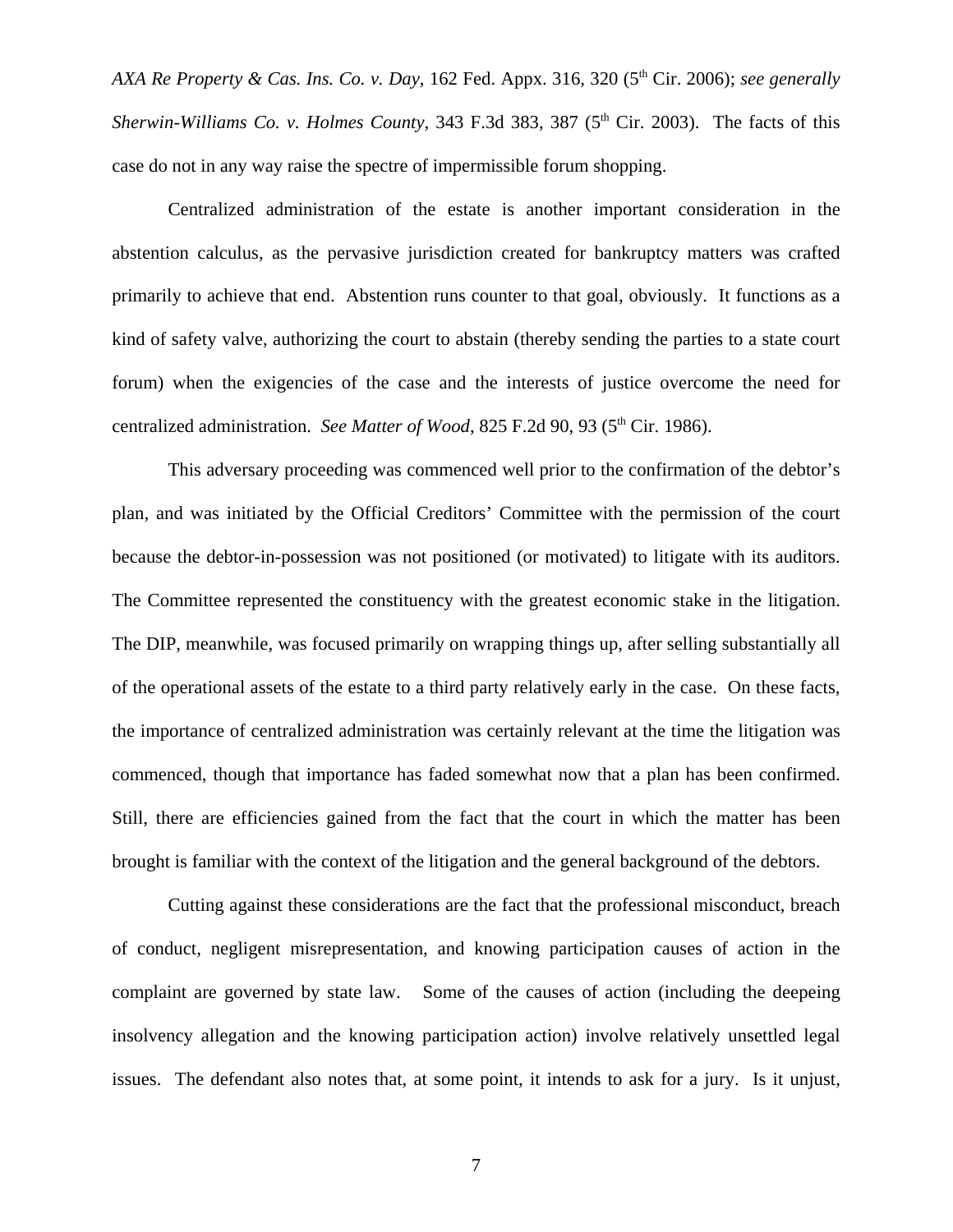*AXA Re Property & Cas. Ins. Co. v. Day*, 162 Fed. Appx. 316, 320 (5th Cir. 2006); *see generally Sherwin-Williams Co. v. Holmes County*, 343 F.3d 383, 387 (5th Cir. 2003). The facts of this case do not in any way raise the spectre of impermissible forum shopping.

Centralized administration of the estate is another important consideration in the abstention calculus, as the pervasive jurisdiction created for bankruptcy matters was crafted primarily to achieve that end. Abstention runs counter to that goal, obviously. It functions as a kind of safety valve, authorizing the court to abstain (thereby sending the parties to a state court forum) when the exigencies of the case and the interests of justice overcome the need for centralized administration. *See Matter of Wood*, 825 F.2d 90, 93 (5th Cir. 1986).

This adversary proceeding was commenced well prior to the confirmation of the debtor's plan, and was initiated by the Official Creditors' Committee with the permission of the court because the debtor-in-possession was not positioned (or motivated) to litigate with its auditors. The Committee represented the constituency with the greatest economic stake in the litigation. The DIP, meanwhile, was focused primarily on wrapping things up, after selling substantially all of the operational assets of the estate to a third party relatively early in the case. On these facts, the importance of centralized administration was certainly relevant at the time the litigation was commenced, though that importance has faded somewhat now that a plan has been confirmed. Still, there are efficiencies gained from the fact that the court in which the matter has been brought is familiar with the context of the litigation and the general background of the debtors.

Cutting against these considerations are the fact that the professional misconduct, breach of conduct, negligent misrepresentation, and knowing participation causes of action in the complaint are governed by state law. Some of the causes of action (including the deepeing insolvency allegation and the knowing participation action) involve relatively unsettled legal issues. The defendant also notes that, at some point, it intends to ask for a jury. Is it unjust,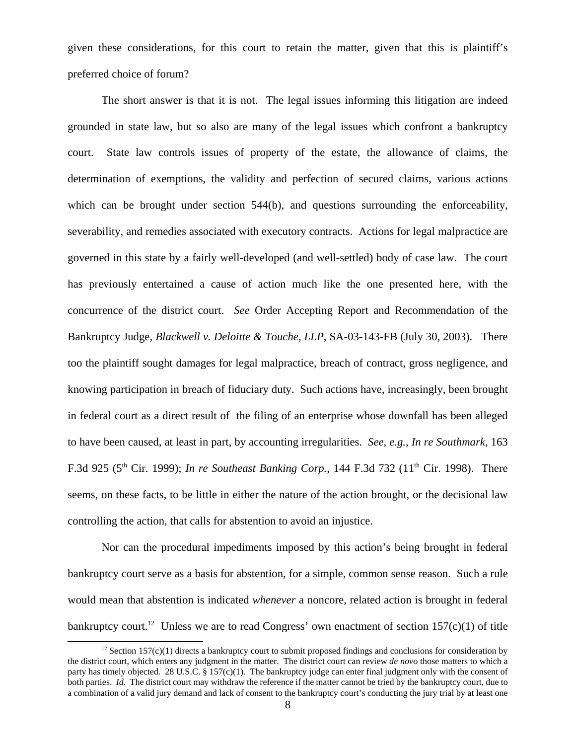given these considerations, for this court to retain the matter, given that this is plaintiff's preferred choice of forum?

The short answer is that it is not. The legal issues informing this litigation are indeed grounded in state law, but so also are many of the legal issues which confront a bankruptcy court. State law controls issues of property of the estate, the allowance of claims, the determination of exemptions, the validity and perfection of secured claims, various actions which can be brought under section 544(b), and questions surrounding the enforceability, severability, and remedies associated with executory contracts. Actions for legal malpractice are governed in this state by a fairly well-developed (and well-settled) body of case law. The court has previously entertained a cause of action much like the one presented here, with the concurrence of the district court. *See* Order Accepting Report and Recommendation of the Bankruptcy Judge, *Blackwell v. Deloitte & Touche, LLP*, SA-03-143-FB (July 30, 2003). There too the plaintiff sought damages for legal malpractice, breach of contract, gross negligence, and knowing participation in breach of fiduciary duty. Such actions have, increasingly, been brought in federal court as a direct result of the filing of an enterprise whose downfall has been alleged to have been caused, at least in part, by accounting irregularities. *See, e.g.*, *In re Southmark*, 163 F.3d 925 (5th Cir. 1999); *In re Southeast Banking Corp.*, 144 F.3d 732 (11th Cir. 1998). There seems, on these facts, to be little in either the nature of the action brought, or the decisional law controlling the action, that calls for abstention to avoid an injustice.

Nor can the procedural impediments imposed by this action's being brought in federal bankruptcy court serve as a basis for abstention, for a simple, common sense reason. Such a rule would mean that abstention is indicated *whenever* a noncore, related action is brought in federal bankruptcy court.[12] Unless we are to read Congress' own enactment of section 157(c)(1) of title

[12] Section 157(c)(1) directs a bankruptcy court to submit proposed findings and conclusions for consideration by the district court, which enters any judgment in the matter. The district court can review *de novo* those matters to which a party has timely objected. 28 U.S.C. § 157(c)(1). The bankruptcy judge can enter final judgment only with the consent of both parties. *Id.* The district court may withdraw the reference if the matter cannot be tried by the bankruptcy court, due to a combination of a valid jury demand and lack of consent to the bankruptcy court's conducting the jury trial by at least one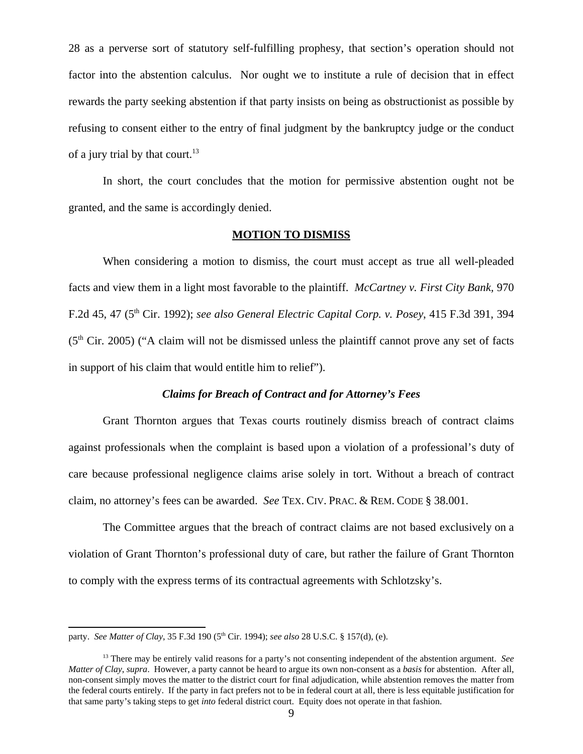28 as a perverse sort of statutory self-fulfilling prophesy, that section's operation should not factor into the abstention calculus. Nor ought we to institute a rule of decision that in effect rewards the party seeking abstention if that party insists on being as obstructionist as possible by refusing to consent either to the entry of final judgment by the bankruptcy judge or the conduct of a jury trial by that court.[13]

In short, the court concludes that the motion for permissive abstention ought not be granted, and the same is accordingly denied.

## MOTION TO DISMISS

When considering a motion to dismiss, the court must accept as true all well-pleaded facts and view them in a light most favorable to the plaintiff. *McCartney v. First City Bank*, 970 F.2d 45, 47 (5th Cir. 1992); *see also General Electric Capital Corp. v. Posey*, 415 F.3d 391, 394 (5th Cir. 2005) ("A claim will not be dismissed unless the plaintiff cannot prove any set of facts in support of his claim that would entitle him to relief").

### *Claims for Breach of Contract and for Attorney's Fees*

Grant Thornton argues that Texas courts routinely dismiss breach of contract claims against professionals when the complaint is based upon a violation of a professional's duty of care because professional negligence claims arise solely in tort. Without a breach of contract claim, no attorney's fees can be awarded. *See* TEX. CIV. PRAC. & REM. CODE § 38.001.

The Committee argues that the breach of contract claims are not based exclusively on a violation of Grant Thornton's professional duty of care, but rather the failure of Grant Thornton to comply with the express terms of its contractual agreements with Schlotzsky's.

---

party. *See Matter of Clay*, 35 F.3d 190 (5th Cir. 1994); *see also* 28 U.S.C. § 157(d), (e).

[13] There may be entirely valid reasons for a party's not consenting independent of the abstention argument. *See Matter of Clay, supra*. However, a party cannot be heard to argue its own non-consent as a *basis* for abstention. After all, non-consent simply moves the matter to the district court for final adjudication, while abstention removes the matter from the federal courts entirely. If the party in fact prefers not to be in federal court at all, there is less equitable justification for that same party's taking steps to get *into* federal district court. Equity does not operate in that fashion.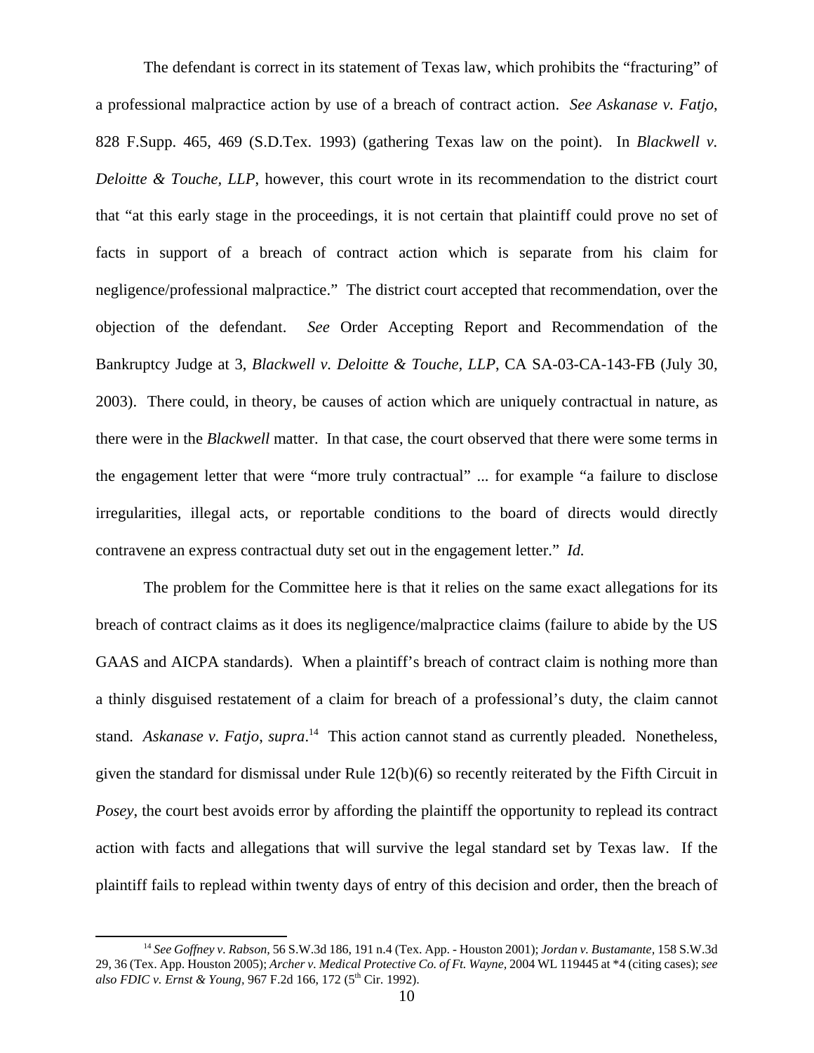The defendant is correct in its statement of Texas law, which prohibits the "fracturing" of a professional malpractice action by use of a breach of contract action. *See Askanase v. Fatjo*, 828 F.Supp. 465, 469 (S.D.Tex. 1993) (gathering Texas law on the point). In *Blackwell v. Deloitte & Touche, LLP*, however, this court wrote in its recommendation to the district court that "at this early stage in the proceedings, it is not certain that plaintiff could prove no set of facts in support of a breach of contract action which is separate from his claim for negligence/professional malpractice." The district court accepted that recommendation, over the objection of the defendant. *See* Order Accepting Report and Recommendation of the Bankruptcy Judge at 3, *Blackwell v. Deloitte & Touche, LLP*, CA SA-03-CA-143-FB (July 30, 2003). There could, in theory, be causes of action which are uniquely contractual in nature, as there were in the *Blackwell* matter. In that case, the court observed that there were some terms in the engagement letter that were "more truly contractual" ... for example "a failure to disclose irregularities, illegal acts, or reportable conditions to the board of directs would directly contravene an express contractual duty set out in the engagement letter." *Id.*

The problem for the Committee here is that it relies on the same exact allegations for its breach of contract claims as it does its negligence/malpractice claims (failure to abide by the US GAAS and AICPA standards). When a plaintiff's breach of contract claim is nothing more than a thinly disguised restatement of a claim for breach of a professional's duty, the claim cannot stand. *Askanase v. Fatjo*, *supra*.[14] This action cannot stand as currently pleaded. Nonetheless, given the standard for dismissal under Rule 12(b)(6) so recently reiterated by the Fifth Circuit in *Posey*, the court best avoids error by affording the plaintiff the opportunity to replead its contract action with facts and allegations that will survive the legal standard set by Texas law. If the plaintiff fails to replead within twenty days of entry of this decision and order, then the breach of

[14] *See Goffney v. Rabson*, 56 S.W.3d 186, 191 n.4 (Tex. App. - Houston 2001); *Jordan v. Bustamante*, 158 S.W.3d 29, 36 (Tex. App. Houston 2005); *Archer v. Medical Protective Co. of Ft. Wayne*, 2004 WL 119445 at *4 (citing cases); *see also FDIC v. Ernst & Young*, 967 F.2d 166, 172 (5th Cir. 1992).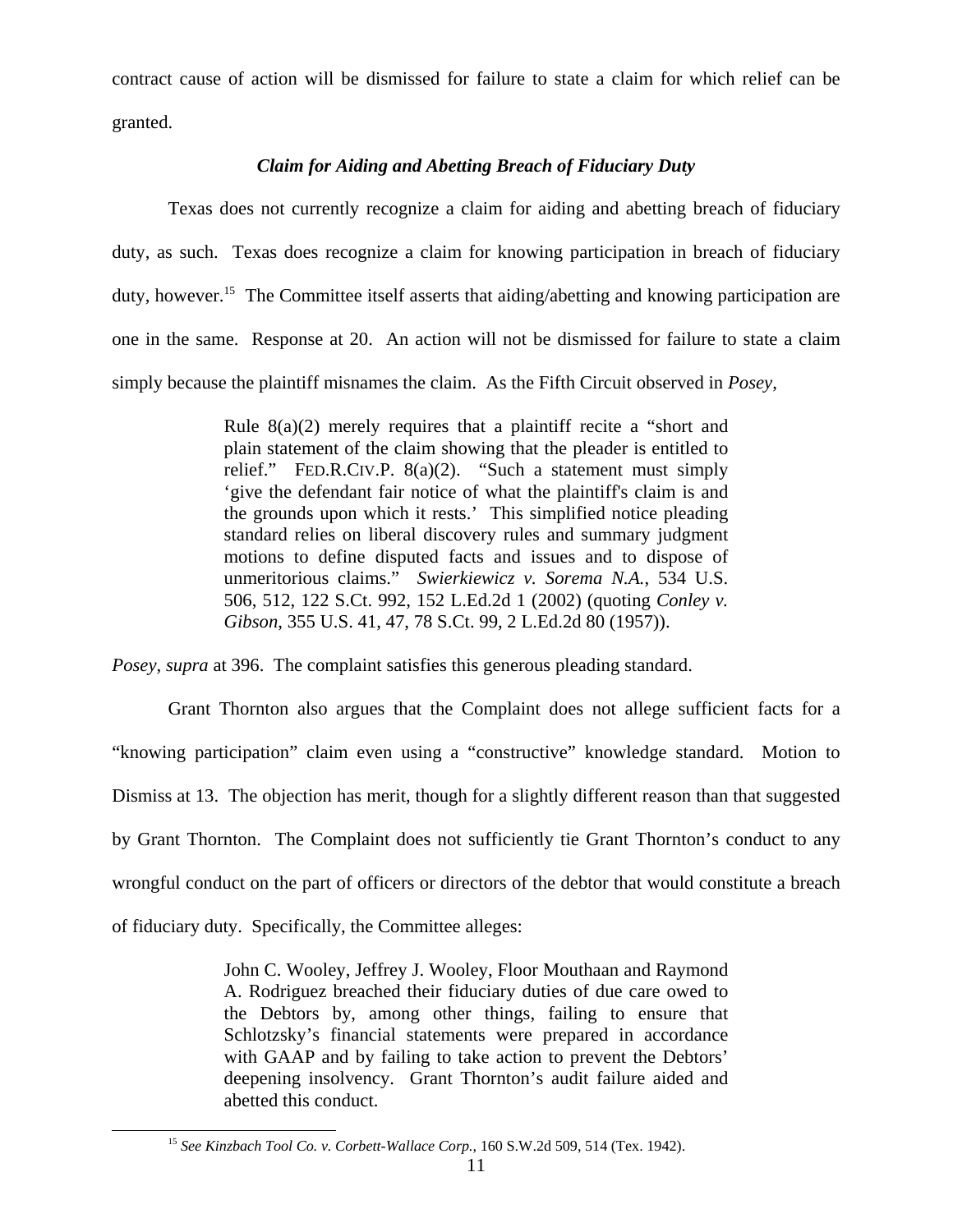contract cause of action will be dismissed for failure to state a claim for which relief can be granted.

### *Claim for Aiding and Abetting Breach of Fiduciary Duty*

Texas does not currently recognize a claim for aiding and abetting breach of fiduciary duty, as such. Texas does recognize a claim for knowing participation in breach of fiduciary duty, however.[15] The Committee itself asserts that aiding/abetting and knowing participation are one in the same. Response at 20. An action will not be dismissed for failure to state a claim simply because the plaintiff misnames the claim. As the Fifth Circuit observed in *Posey*,

> Rule 8(a)(2) merely requires that a plaintiff recite a "short and plain statement of the claim showing that the pleader is entitled to relief." FED.R.CIV.P. 8(a)(2). "Such a statement must simply 'give the defendant fair notice of what the plaintiff's claim is and the grounds upon which it rests.' This simplified notice pleading standard relies on liberal discovery rules and summary judgment motions to define disputed facts and issues and to dispose of unmeritorious claims." *Swierkiewicz v. Sorema N.A.*, 534 U.S. 506, 512, 122 S.Ct. 992, 152 L.Ed.2d 1 (2002) (quoting *Conley v. Gibson*, 355 U.S. 41, 47, 78 S.Ct. 99, 2 L.Ed.2d 80 (1957)).

*Posey*, *supra* at 396. The complaint satisfies this generous pleading standard.

Grant Thornton also argues that the Complaint does not allege sufficient facts for a "knowing participation" claim even using a "constructive" knowledge standard. Motion to Dismiss at 13. The objection has merit, though for a slightly different reason than that suggested by Grant Thornton. The Complaint does not sufficiently tie Grant Thornton's conduct to any wrongful conduct on the part of officers or directors of the debtor that would constitute a breach of fiduciary duty. Specifically, the Committee alleges:

> John C. Wooley, Jeffrey J. Wooley, Floor Mouthaan and Raymond A. Rodriguez breached their fiduciary duties of due care owed to the Debtors by, among other things, failing to ensure that Schlotzsky's financial statements were prepared in accordance with GAAP and by failing to take action to prevent the Debtors' deepening insolvency. Grant Thornton's audit failure aided and abetted this conduct.

[15] *See Kinzbach Tool Co. v. Corbett-Wallace Corp.*, 160 S.W.2d 509, 514 (Tex. 1942).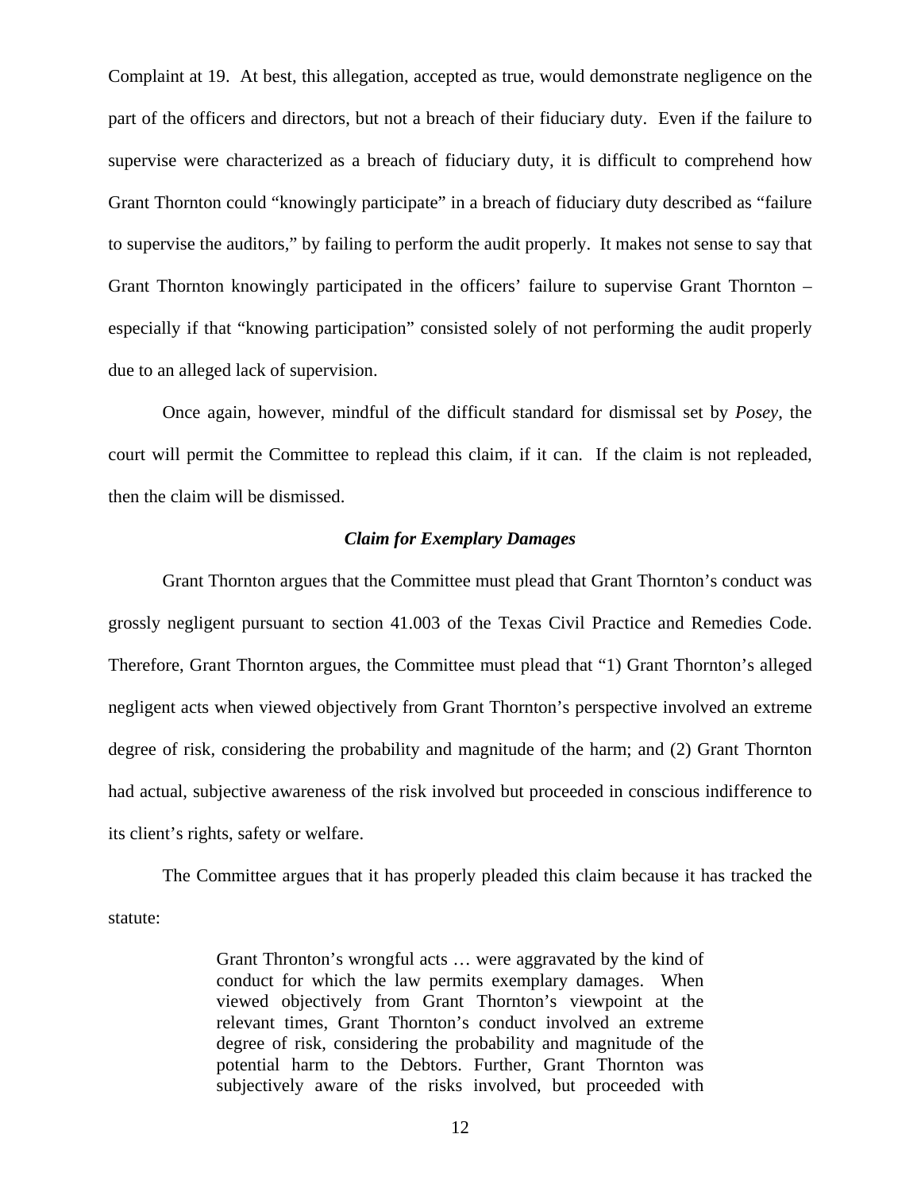Complaint at 19. At best, this allegation, accepted as true, would demonstrate negligence on the part of the officers and directors, but not a breach of their fiduciary duty. Even if the failure to supervise were characterized as a breach of fiduciary duty, it is difficult to comprehend how Grant Thornton could "knowingly participate" in a breach of fiduciary duty described as "failure to supervise the auditors," by failing to perform the audit properly. It makes not sense to say that Grant Thornton knowingly participated in the officers' failure to supervise Grant Thornton – especially if that "knowing participation" consisted solely of not performing the audit properly due to an alleged lack of supervision.

Once again, however, mindful of the difficult standard for dismissal set by *Posey*, the court will permit the Committee to replead this claim, if it can. If the claim is not repleaded, then the claim will be dismissed.

***Claim for Exemplary Damages***

Grant Thornton argues that the Committee must plead that Grant Thornton's conduct was grossly negligent pursuant to section 41.003 of the Texas Civil Practice and Remedies Code. Therefore, Grant Thornton argues, the Committee must plead that "1) Grant Thornton's alleged negligent acts when viewed objectively from Grant Thornton's perspective involved an extreme degree of risk, considering the probability and magnitude of the harm; and (2) Grant Thornton had actual, subjective awareness of the risk involved but proceeded in conscious indifference to its client's rights, safety or welfare.

The Committee argues that it has properly pleaded this claim because it has tracked the statute:

> Grant Thronton's wrongful acts … were aggravated by the kind of conduct for which the law permits exemplary damages. When viewed objectively from Grant Thornton's viewpoint at the relevant times, Grant Thornton's conduct involved an extreme degree of risk, considering the probability and magnitude of the potential harm to the Debtors. Further, Grant Thornton was subjectively aware of the risks involved, but proceeded with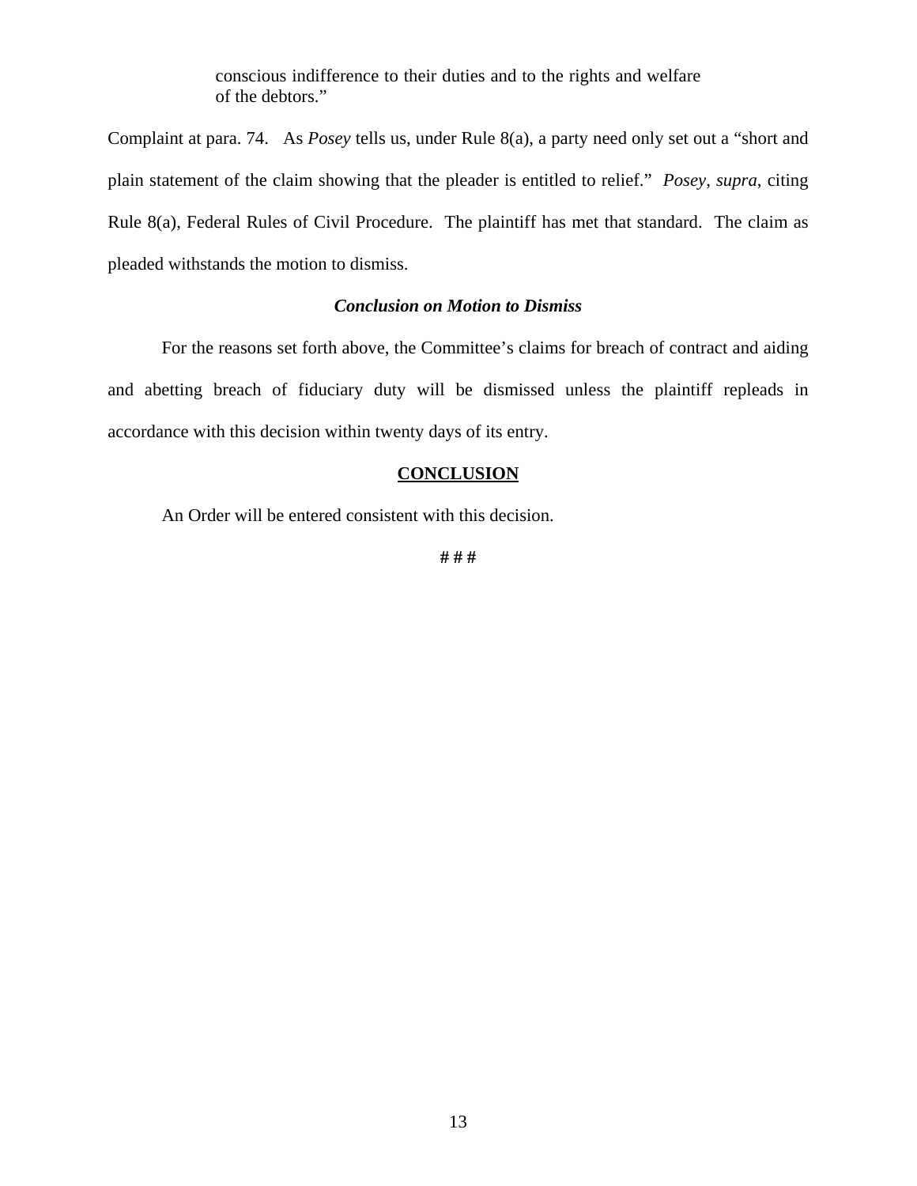> conscious indifference to their duties and to the rights and welfare of the debtors."

Complaint at para. 74. As *Posey* tells us, under Rule 8(a), a party need only set out a "short and plain statement of the claim showing that the pleader is entitled to relief." *Posey*, *supra*, citing Rule 8(a), Federal Rules of Civil Procedure. The plaintiff has met that standard. The claim as pleaded withstands the motion to dismiss.

### *Conclusion on Motion to Dismiss*

For the reasons set forth above, the Committee's claims for breach of contract and aiding and abetting breach of fiduciary duty will be dismissed unless the plaintiff repleads in accordance with this decision within twenty days of its entry.

## CONCLUSION

An Order will be entered consistent with this decision.

# # #